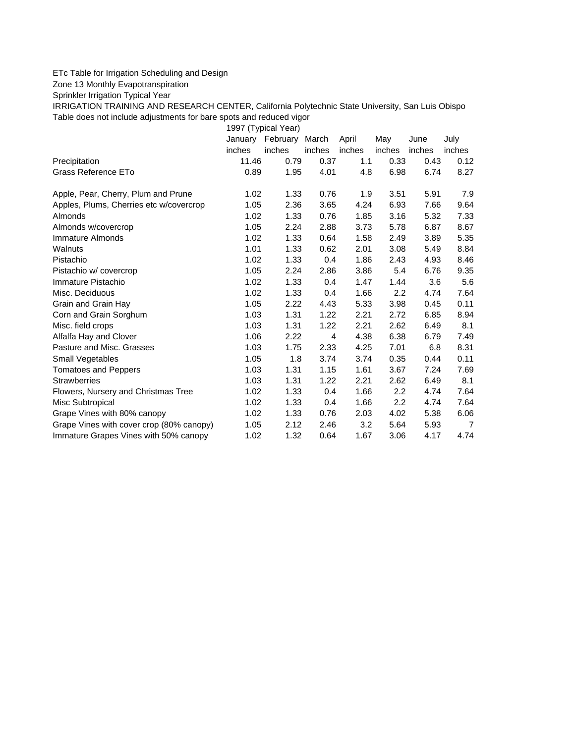ETc Table for Irrigation Scheduling and Design

Zone 13 Monthly Evapotranspiration

Sprinkler Irrigation Typical Year

IRRIGATION TRAINING AND RESEARCH CENTER, California Polytechnic State University, San Luis Obispo

Table does not include adjustments for bare spots and reduced vigor

| | 1997 (Typical Year) | | | | | | |
|---|---|---|---|---|---|---|---|
| | January | February | March | April | May | June | July |
| | inches | inches | inches | inches | inches | inches | inches |
| Precipitation | 11.46 | 0.79 | 0.37 | 1.1 | 0.33 | 0.43 | 0.12 |
| Grass Reference ETo | 0.89 | 1.95 | 4.01 | 4.8 | 6.98 | 6.74 | 8.27 |
| | | | | | | | |
| Apple, Pear, Cherry, Plum and Prune | 1.02 | 1.33 | 0.76 | 1.9 | 3.51 | 5.91 | 7.9 |
| Apples, Plums, Cherries etc w/covercrop | 1.05 | 2.36 | 3.65 | 4.24 | 6.93 | 7.66 | 9.64 |
| Almonds | 1.02 | 1.33 | 0.76 | 1.85 | 3.16 | 5.32 | 7.33 |
| Almonds w/covercrop | 1.05 | 2.24 | 2.88 | 3.73 | 5.78 | 6.87 | 8.67 |
| Immature Almonds | 1.02 | 1.33 | 0.64 | 1.58 | 2.49 | 3.89 | 5.35 |
| Walnuts | 1.01 | 1.33 | 0.62 | 2.01 | 3.08 | 5.49 | 8.84 |
| Pistachio | 1.02 | 1.33 | 0.4 | 1.86 | 2.43 | 4.93 | 8.46 |
| Pistachio w/ covercrop | 1.05 | 2.24 | 2.86 | 3.86 | 5.4 | 6.76 | 9.35 |
| Immature Pistachio | 1.02 | 1.33 | 0.4 | 1.47 | 1.44 | 3.6 | 5.6 |
| Misc. Deciduous | 1.02 | 1.33 | 0.4 | 1.66 | 2.2 | 4.74 | 7.64 |
| Grain and Grain Hay | 1.05 | 2.22 | 4.43 | 5.33 | 3.98 | 0.45 | 0.11 |
| Corn and Grain Sorghum | 1.03 | 1.31 | 1.22 | 2.21 | 2.72 | 6.85 | 8.94 |
| Misc. field crops | 1.03 | 1.31 | 1.22 | 2.21 | 2.62 | 6.49 | 8.1 |
| Alfalfa Hay and Clover | 1.06 | 2.22 | 4 | 4.38 | 6.38 | 6.79 | 7.49 |
| Pasture and Misc. Grasses | 1.03 | 1.75 | 2.33 | 4.25 | 7.01 | 6.8 | 8.31 |
| Small Vegetables | 1.05 | 1.8 | 3.74 | 3.74 | 0.35 | 0.44 | 0.11 |
| Tomatoes and Peppers | 1.03 | 1.31 | 1.15 | 1.61 | 3.67 | 7.24 | 7.69 |
| Strawberries | 1.03 | 1.31 | 1.22 | 2.21 | 2.62 | 6.49 | 8.1 |
| Flowers, Nursery and Christmas Tree | 1.02 | 1.33 | 0.4 | 1.66 | 2.2 | 4.74 | 7.64 |
| Misc Subtropical | 1.02 | 1.33 | 0.4 | 1.66 | 2.2 | 4.74 | 7.64 |
| Grape Vines with 80% canopy | 1.02 | 1.33 | 0.76 | 2.03 | 4.02 | 5.38 | 6.06 |
| Grape Vines with cover crop (80% canopy) | 1.05 | 2.12 | 2.46 | 3.2 | 5.64 | 5.93 | 7 |
| Immature Grapes Vines with 50% canopy | 1.02 | 1.32 | 0.64 | 1.67 | 3.06 | 4.17 | 4.74 |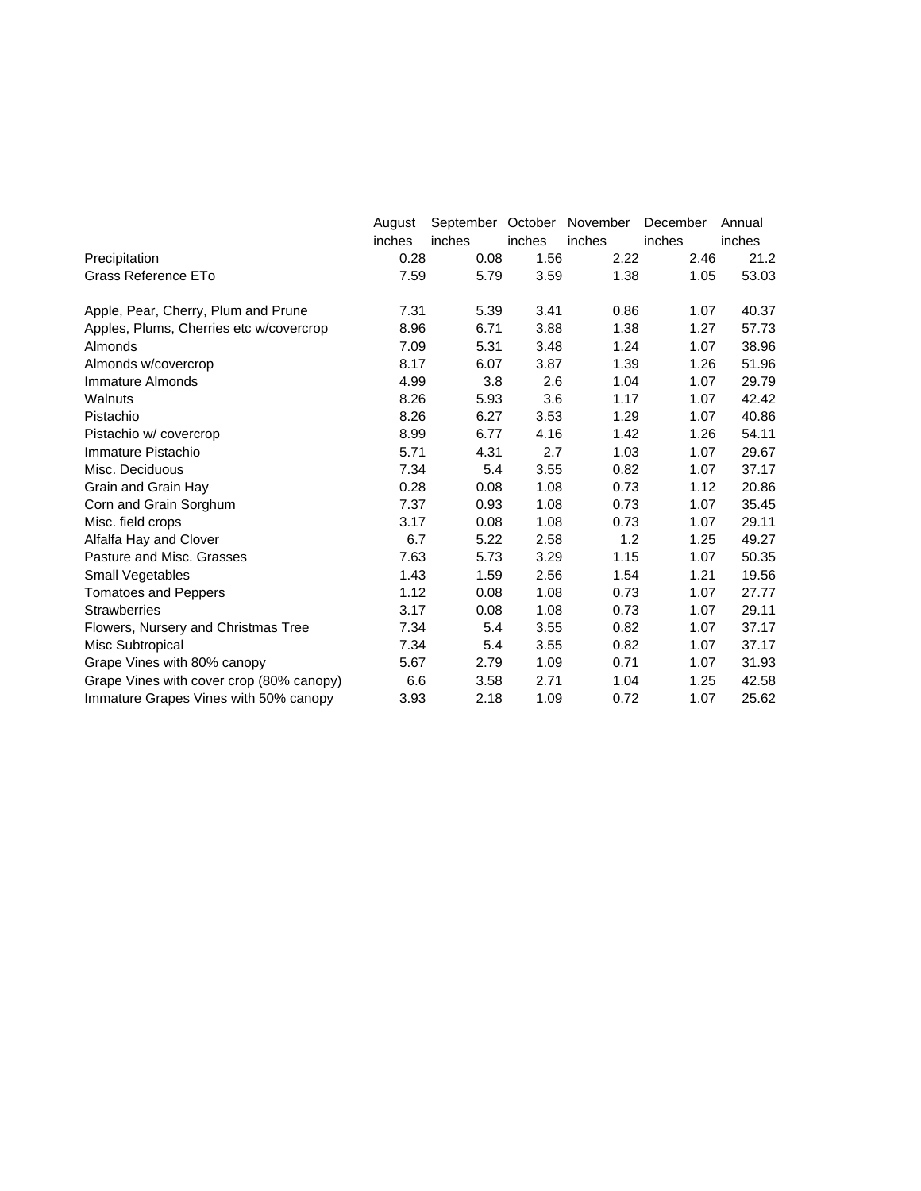| | August inches | September inches | October inches | November inches | December inches | Annual inches |
|---|---|---|---|---|---|---|
| Precipitation | 0.28 | 0.08 | 1.56 | 2.22 | 2.46 | 21.2 |
| Grass Reference ETo | 7.59 | 5.79 | 3.59 | 1.38 | 1.05 | 53.03 |
| | | | | | | |
| Apple, Pear, Cherry, Plum and Prune | 7.31 | 5.39 | 3.41 | 0.86 | 1.07 | 40.37 |
| Apples, Plums, Cherries etc w/covercrop | 8.96 | 6.71 | 3.88 | 1.38 | 1.27 | 57.73 |
| Almonds | 7.09 | 5.31 | 3.48 | 1.24 | 1.07 | 38.96 |
| Almonds w/covercrop | 8.17 | 6.07 | 3.87 | 1.39 | 1.26 | 51.96 |
| Immature Almonds | 4.99 | 3.8 | 2.6 | 1.04 | 1.07 | 29.79 |
| Walnuts | 8.26 | 5.93 | 3.6 | 1.17 | 1.07 | 42.42 |
| Pistachio | 8.26 | 6.27 | 3.53 | 1.29 | 1.07 | 40.86 |
| Pistachio w/ covercrop | 8.99 | 6.77 | 4.16 | 1.42 | 1.26 | 54.11 |
| Immature Pistachio | 5.71 | 4.31 | 2.7 | 1.03 | 1.07 | 29.67 |
| Misc. Deciduous | 7.34 | 5.4 | 3.55 | 0.82 | 1.07 | 37.17 |
| Grain and Grain Hay | 0.28 | 0.08 | 1.08 | 0.73 | 1.12 | 20.86 |
| Corn and Grain Sorghum | 7.37 | 0.93 | 1.08 | 0.73 | 1.07 | 35.45 |
| Misc. field crops | 3.17 | 0.08 | 1.08 | 0.73 | 1.07 | 29.11 |
| Alfalfa Hay and Clover | 6.7 | 5.22 | 2.58 | 1.2 | 1.25 | 49.27 |
| Pasture and Misc. Grasses | 7.63 | 5.73 | 3.29 | 1.15 | 1.07 | 50.35 |
| Small Vegetables | 1.43 | 1.59 | 2.56 | 1.54 | 1.21 | 19.56 |
| Tomatoes and Peppers | 1.12 | 0.08 | 1.08 | 0.73 | 1.07 | 27.77 |
| Strawberries | 3.17 | 0.08 | 1.08 | 0.73 | 1.07 | 29.11 |
| Flowers, Nursery and Christmas Tree | 7.34 | 5.4 | 3.55 | 0.82 | 1.07 | 37.17 |
| Misc Subtropical | 7.34 | 5.4 | 3.55 | 0.82 | 1.07 | 37.17 |
| Grape Vines with 80% canopy | 5.67 | 2.79 | 1.09 | 0.71 | 1.07 | 31.93 |
| Grape Vines with cover crop (80% canopy) | 6.6 | 3.58 | 2.71 | 1.04 | 1.25 | 42.58 |
| Immature Grapes Vines with 50% canopy | 3.93 | 2.18 | 1.09 | 0.72 | 1.07 | 25.62 |